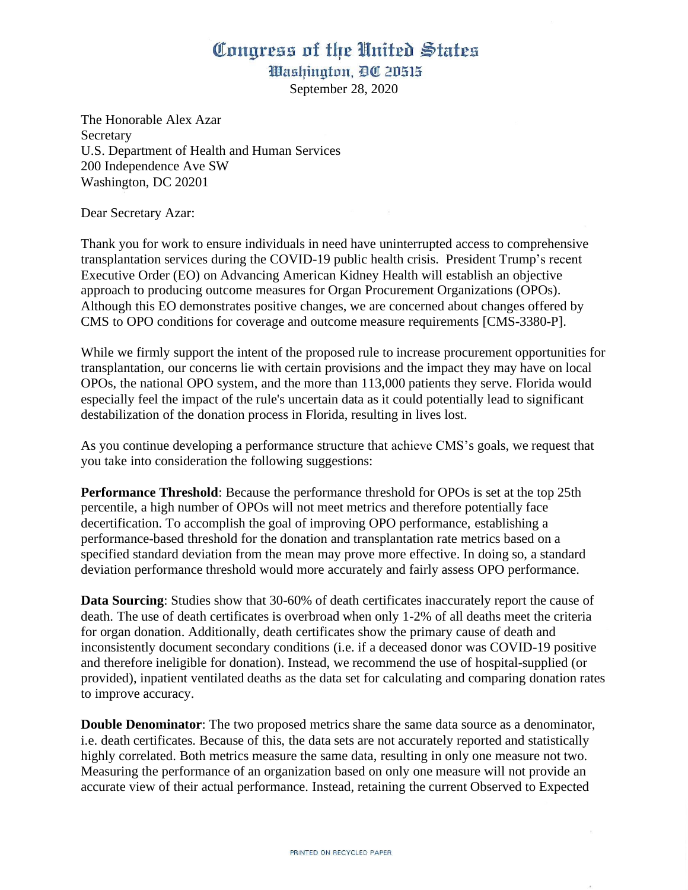# Congress of the United States

## Washington, DC 20515

September 28, 2020

The Honorable Alex Azar
Secretary
U.S. Department of Health and Human Services
200 Independence Ave SW
Washington, DC 20201

Dear Secretary Azar:

Thank you for work to ensure individuals in need have uninterrupted access to comprehensive transplantation services during the COVID-19 public health crisis. President Trump's recent Executive Order (EO) on Advancing American Kidney Health will establish an objective approach to producing outcome measures for Organ Procurement Organizations (OPOs). Although this EO demonstrates positive changes, we are concerned about changes offered by CMS to OPO conditions for coverage and outcome measure requirements [CMS-3380-P].

While we firmly support the intent of the proposed rule to increase procurement opportunities for transplantation, our concerns lie with certain provisions and the impact they may have on local OPOs, the national OPO system, and the more than 113,000 patients they serve. Florida would especially feel the impact of the rule's uncertain data as it could potentially lead to significant destabilization of the donation process in Florida, resulting in lives lost.

As you continue developing a performance structure that achieve CMS's goals, we request that you take into consideration the following suggestions:

**Performance Threshold**: Because the performance threshold for OPOs is set at the top 25th percentile, a high number of OPOs will not meet metrics and therefore potentially face decertification. To accomplish the goal of improving OPO performance, establishing a performance-based threshold for the donation and transplantation rate metrics based on a specified standard deviation from the mean may prove more effective. In doing so, a standard deviation performance threshold would more accurately and fairly assess OPO performance.

**Data Sourcing**: Studies show that 30-60% of death certificates inaccurately report the cause of death. The use of death certificates is overbroad when only 1-2% of all deaths meet the criteria for organ donation. Additionally, death certificates show the primary cause of death and inconsistently document secondary conditions (i.e. if a deceased donor was COVID-19 positive and therefore ineligible for donation). Instead, we recommend the use of hospital-supplied (or provided), inpatient ventilated deaths as the data set for calculating and comparing donation rates to improve accuracy.

**Double Denominator**: The two proposed metrics share the same data source as a denominator, i.e. death certificates. Because of this, the data sets are not accurately reported and statistically highly correlated. Both metrics measure the same data, resulting in only one measure not two. Measuring the performance of an organization based on only one measure will not provide an accurate view of their actual performance. Instead, retaining the current Observed to Expected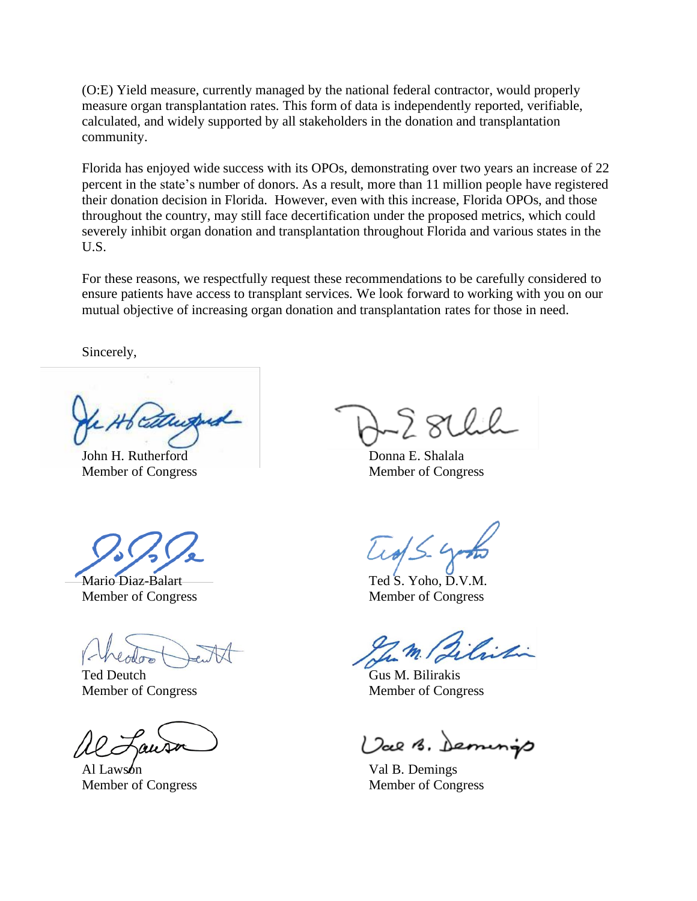(O:E) Yield measure, currently managed by the national federal contractor, would properly measure organ transplantation rates. This form of data is independently reported, verifiable, calculated, and widely supported by all stakeholders in the donation and transplantation community.

Florida has enjoyed wide success with its OPOs, demonstrating over two years an increase of 22 percent in the state's number of donors. As a result, more than 11 million people have registered their donation decision in Florida. However, even with this increase, Florida OPOs, and those throughout the country, may still face decertification under the proposed metrics, which could severely inhibit organ donation and transplantation throughout Florida and various states in the U.S.

For these reasons, we respectfully request these recommendations to be carefully considered to ensure patients have access to transplant services. We look forward to working with you on our mutual objective of increasing organ donation and transplantation rates for those in need.

Sincerely,

John H. Rutherford
Member of Congress

Donna E. Shalala
Member of Congress

Mario Diaz-Balart
Member of Congress

Ted S. Yoho, D.V.M.
Member of Congress

Ted Deutch
Member of Congress

Gus M. Bilirakis
Member of Congress

Al Lawson
Member of Congress

Val B. Demings
Member of Congress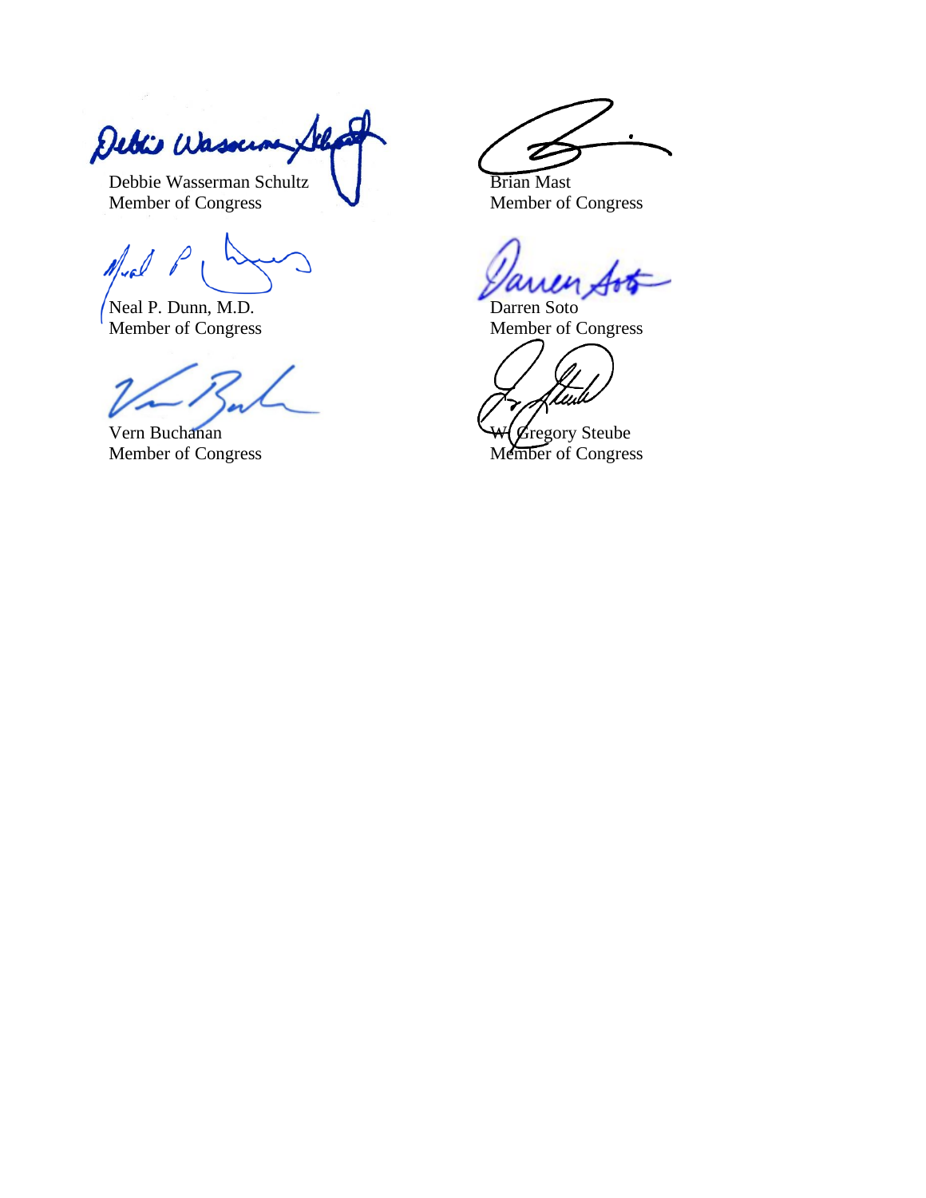Debbie Wasserman Schultz
Member of Congress

Brian Mast
Member of Congress

Neal P. Dunn, M.D.
Member of Congress

Darren Soto
Member of Congress

Vern Buchanan
Member of Congress

W. Gregory Steube
Member of Congress